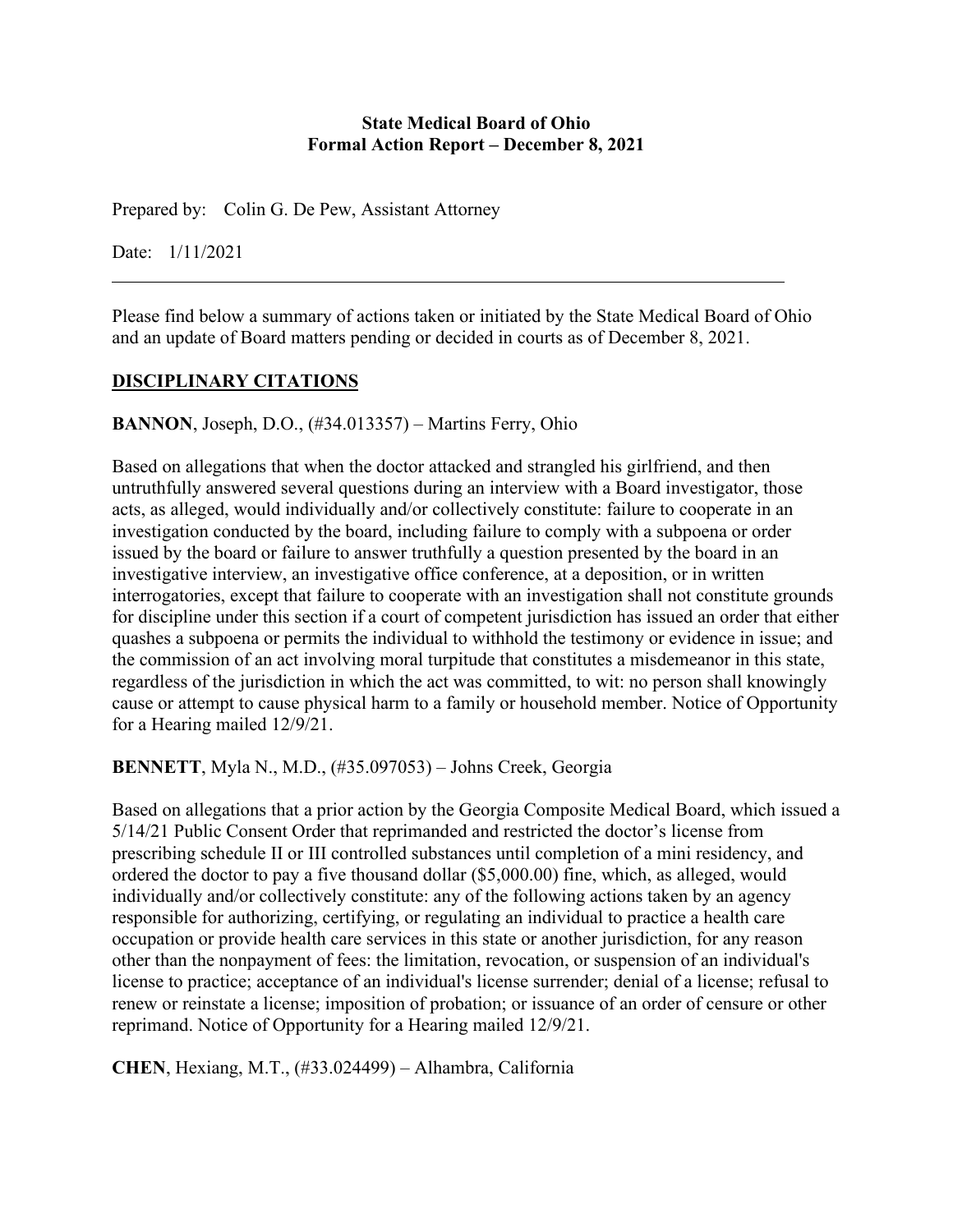**State Medical Board of Ohio**
**Formal Action Report – December 8, 2021**

Prepared by: Colin G. De Pew, Assistant Attorney

Date: 1/11/2021

---

Please find below a summary of actions taken or initiated by the State Medical Board of Ohio and an update of Board matters pending or decided in courts as of December 8, 2021.

## DISCIPLINARY CITATIONS

**BANNON**, Joseph, D.O., (#34.013357) – Martins Ferry, Ohio

Based on allegations that when the doctor attacked and strangled his girlfriend, and then untruthfully answered several questions during an interview with a Board investigator, those acts, as alleged, would individually and/or collectively constitute: failure to cooperate in an investigation conducted by the board, including failure to comply with a subpoena or order issued by the board or failure to answer truthfully a question presented by the board in an investigative interview, an investigative office conference, at a deposition, or in written interrogatories, except that failure to cooperate with an investigation shall not constitute grounds for discipline under this section if a court of competent jurisdiction has issued an order that either quashes a subpoena or permits the individual to withhold the testimony or evidence in issue; and the commission of an act involving moral turpitude that constitutes a misdemeanor in this state, regardless of the jurisdiction in which the act was committed, to wit: no person shall knowingly cause or attempt to cause physical harm to a family or household member. Notice of Opportunity for a Hearing mailed 12/9/21.

**BENNETT**, Myla N., M.D., (#35.097053) – Johns Creek, Georgia

Based on allegations that a prior action by the Georgia Composite Medical Board, which issued a 5/14/21 Public Consent Order that reprimanded and restricted the doctor's license from prescribing schedule II or III controlled substances until completion of a mini residency, and ordered the doctor to pay a five thousand dollar ($5,000.00) fine, which, as alleged, would individually and/or collectively constitute: any of the following actions taken by an agency responsible for authorizing, certifying, or regulating an individual to practice a health care occupation or provide health care services in this state or another jurisdiction, for any reason other than the nonpayment of fees: the limitation, revocation, or suspension of an individual's license to practice; acceptance of an individual's license surrender; denial of a license; refusal to renew or reinstate a license; imposition of probation; or issuance of an order of censure or other reprimand. Notice of Opportunity for a Hearing mailed 12/9/21.

**CHEN**, Hexiang, M.T., (#33.024499) – Alhambra, California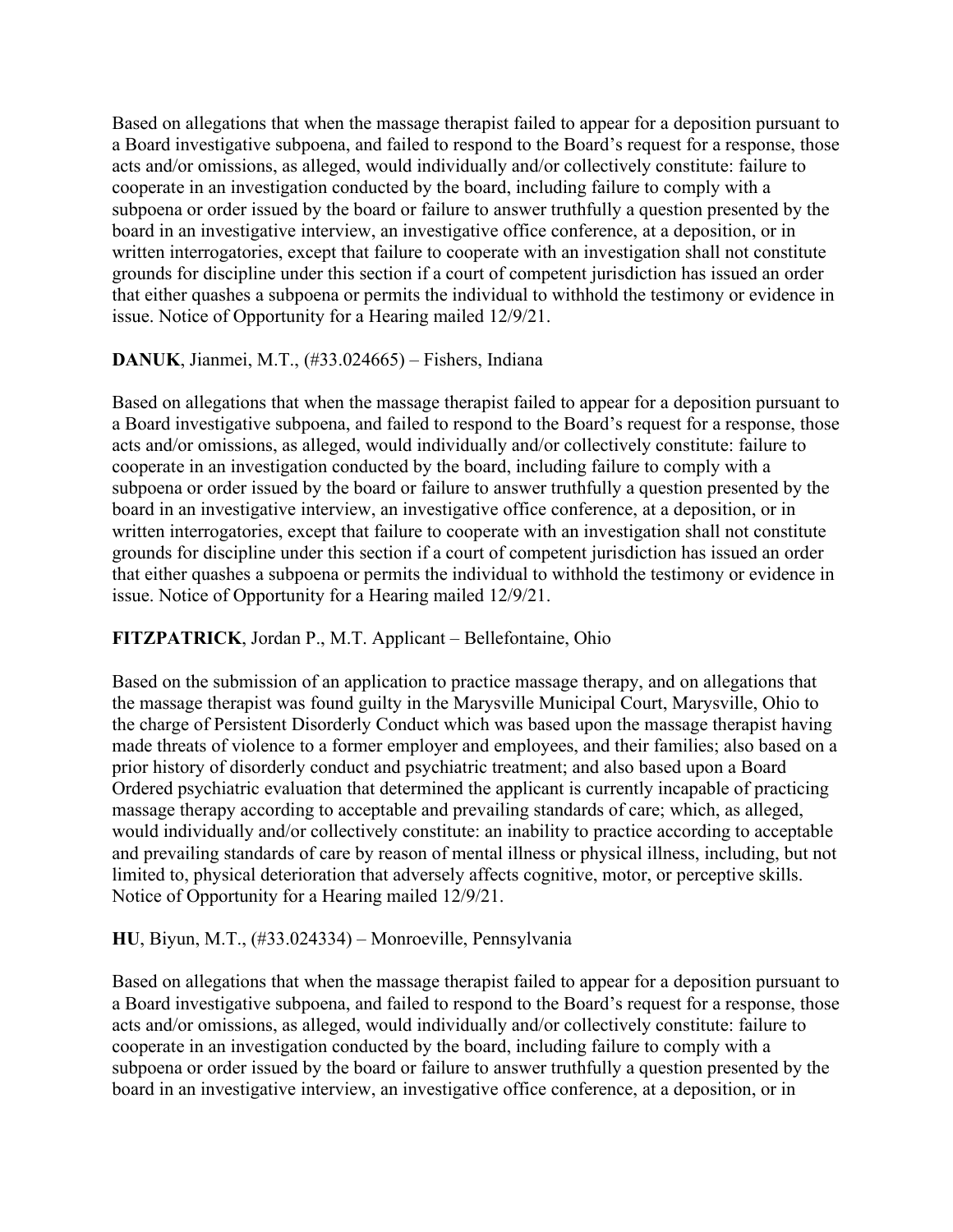Based on allegations that when the massage therapist failed to appear for a deposition pursuant to a Board investigative subpoena, and failed to respond to the Board's request for a response, those acts and/or omissions, as alleged, would individually and/or collectively constitute: failure to cooperate in an investigation conducted by the board, including failure to comply with a subpoena or order issued by the board or failure to answer truthfully a question presented by the board in an investigative interview, an investigative office conference, at a deposition, or in written interrogatories, except that failure to cooperate with an investigation shall not constitute grounds for discipline under this section if a court of competent jurisdiction has issued an order that either quashes a subpoena or permits the individual to withhold the testimony or evidence in issue. Notice of Opportunity for a Hearing mailed 12/9/21.

**DANUK**, Jianmei, M.T., (#33.024665) – Fishers, Indiana

Based on allegations that when the massage therapist failed to appear for a deposition pursuant to a Board investigative subpoena, and failed to respond to the Board's request for a response, those acts and/or omissions, as alleged, would individually and/or collectively constitute: failure to cooperate in an investigation conducted by the board, including failure to comply with a subpoena or order issued by the board or failure to answer truthfully a question presented by the board in an investigative interview, an investigative office conference, at a deposition, or in written interrogatories, except that failure to cooperate with an investigation shall not constitute grounds for discipline under this section if a court of competent jurisdiction has issued an order that either quashes a subpoena or permits the individual to withhold the testimony or evidence in issue. Notice of Opportunity for a Hearing mailed 12/9/21.

**FITZPATRICK**, Jordan P., M.T. Applicant – Bellefontaine, Ohio

Based on the submission of an application to practice massage therapy, and on allegations that the massage therapist was found guilty in the Marysville Municipal Court, Marysville, Ohio to the charge of Persistent Disorderly Conduct which was based upon the massage therapist having made threats of violence to a former employer and employees, and their families; also based on a prior history of disorderly conduct and psychiatric treatment; and also based upon a Board Ordered psychiatric evaluation that determined the applicant is currently incapable of practicing massage therapy according to acceptable and prevailing standards of care; which, as alleged, would individually and/or collectively constitute: an inability to practice according to acceptable and prevailing standards of care by reason of mental illness or physical illness, including, but not limited to, physical deterioration that adversely affects cognitive, motor, or perceptive skills. Notice of Opportunity for a Hearing mailed 12/9/21.

**HU**, Biyun, M.T., (#33.024334) – Monroeville, Pennsylvania

Based on allegations that when the massage therapist failed to appear for a deposition pursuant to a Board investigative subpoena, and failed to respond to the Board's request for a response, those acts and/or omissions, as alleged, would individually and/or collectively constitute: failure to cooperate in an investigation conducted by the board, including failure to comply with a subpoena or order issued by the board or failure to answer truthfully a question presented by the board in an investigative interview, an investigative office conference, at a deposition, or in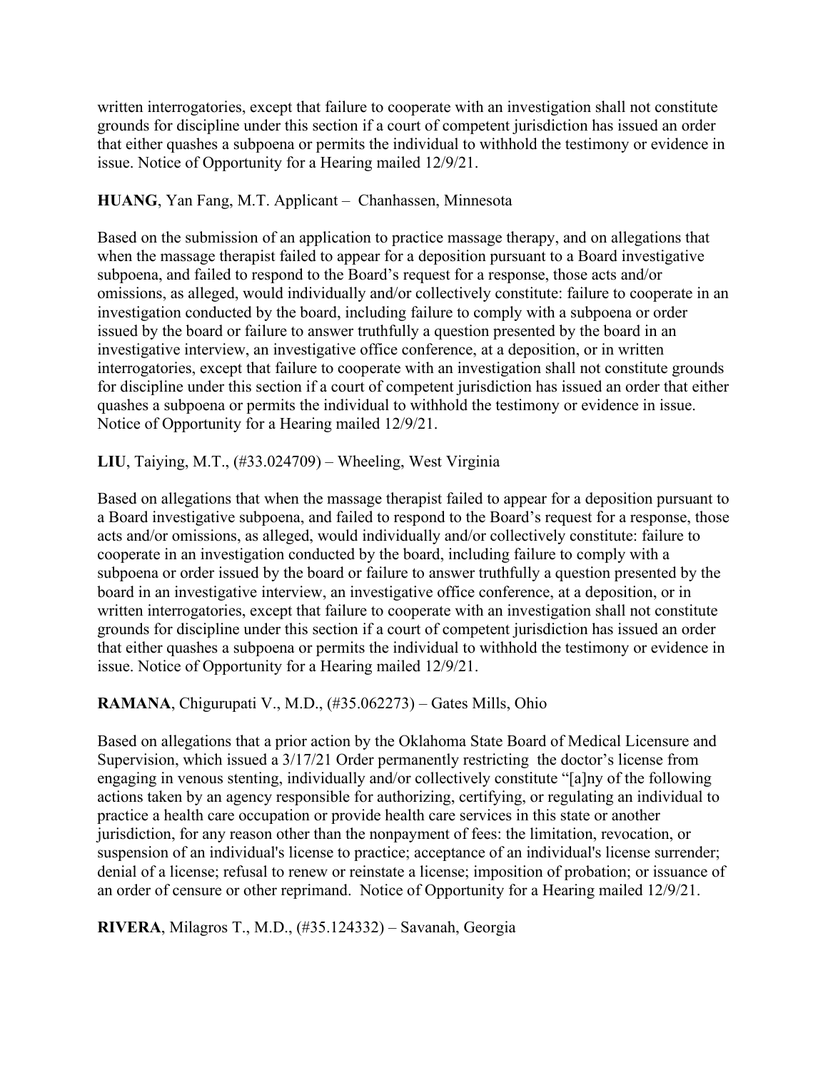written interrogatories, except that failure to cooperate with an investigation shall not constitute grounds for discipline under this section if a court of competent jurisdiction has issued an order that either quashes a subpoena or permits the individual to withhold the testimony or evidence in issue. Notice of Opportunity for a Hearing mailed 12/9/21.

**HUANG**, Yan Fang, M.T. Applicant – Chanhassen, Minnesota

Based on the submission of an application to practice massage therapy, and on allegations that when the massage therapist failed to appear for a deposition pursuant to a Board investigative subpoena, and failed to respond to the Board's request for a response, those acts and/or omissions, as alleged, would individually and/or collectively constitute: failure to cooperate in an investigation conducted by the board, including failure to comply with a subpoena or order issued by the board or failure to answer truthfully a question presented by the board in an investigative interview, an investigative office conference, at a deposition, or in written interrogatories, except that failure to cooperate with an investigation shall not constitute grounds for discipline under this section if a court of competent jurisdiction has issued an order that either quashes a subpoena or permits the individual to withhold the testimony or evidence in issue. Notice of Opportunity for a Hearing mailed 12/9/21.

**LIU**, Taiying, M.T., (#33.024709) – Wheeling, West Virginia

Based on allegations that when the massage therapist failed to appear for a deposition pursuant to a Board investigative subpoena, and failed to respond to the Board's request for a response, those acts and/or omissions, as alleged, would individually and/or collectively constitute: failure to cooperate in an investigation conducted by the board, including failure to comply with a subpoena or order issued by the board or failure to answer truthfully a question presented by the board in an investigative interview, an investigative office conference, at a deposition, or in written interrogatories, except that failure to cooperate with an investigation shall not constitute grounds for discipline under this section if a court of competent jurisdiction has issued an order that either quashes a subpoena or permits the individual to withhold the testimony or evidence in issue. Notice of Opportunity for a Hearing mailed 12/9/21.

**RAMANA**, Chigurupati V., M.D., (#35.062273) – Gates Mills, Ohio

Based on allegations that a prior action by the Oklahoma State Board of Medical Licensure and Supervision, which issued a 3/17/21 Order permanently restricting the doctor's license from engaging in venous stenting, individually and/or collectively constitute "[a]ny of the following actions taken by an agency responsible for authorizing, certifying, or regulating an individual to practice a health care occupation or provide health care services in this state or another jurisdiction, for any reason other than the nonpayment of fees: the limitation, revocation, or suspension of an individual's license to practice; acceptance of an individual's license surrender; denial of a license; refusal to renew or reinstate a license; imposition of probation; or issuance of an order of censure or other reprimand. Notice of Opportunity for a Hearing mailed 12/9/21.

**RIVERA**, Milagros T., M.D., (#35.124332) – Savanah, Georgia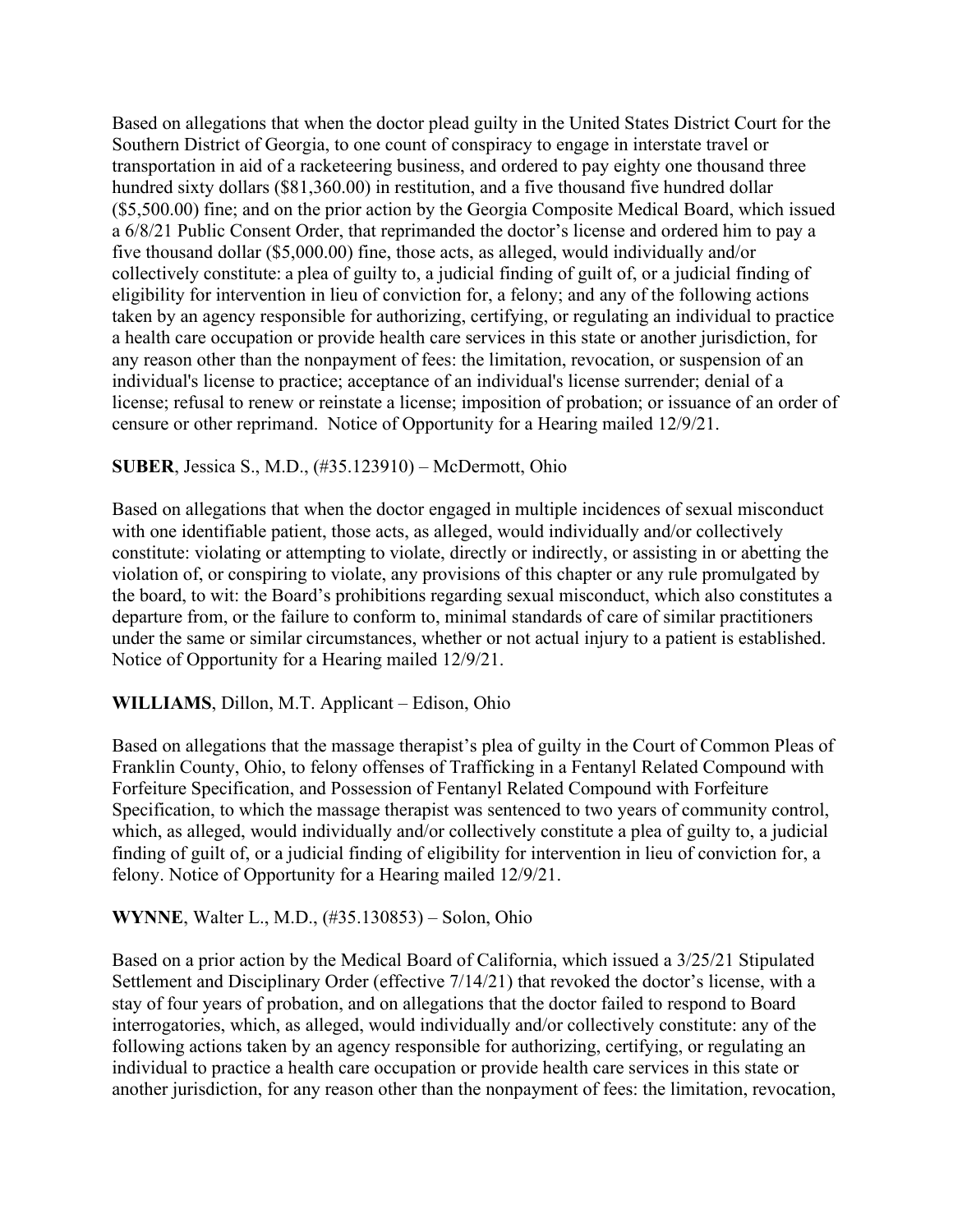Based on allegations that when the doctor plead guilty in the United States District Court for the Southern District of Georgia, to one count of conspiracy to engage in interstate travel or transportation in aid of a racketeering business, and ordered to pay eighty one thousand three hundred sixty dollars ($81,360.00) in restitution, and a five thousand five hundred dollar ($5,500.00) fine; and on the prior action by the Georgia Composite Medical Board, which issued a 6/8/21 Public Consent Order, that reprimanded the doctor's license and ordered him to pay a five thousand dollar ($5,000.00) fine, those acts, as alleged, would individually and/or collectively constitute: a plea of guilty to, a judicial finding of guilt of, or a judicial finding of eligibility for intervention in lieu of conviction for, a felony; and any of the following actions taken by an agency responsible for authorizing, certifying, or regulating an individual to practice a health care occupation or provide health care services in this state or another jurisdiction, for any reason other than the nonpayment of fees: the limitation, revocation, or suspension of an individual's license to practice; acceptance of an individual's license surrender; denial of a license; refusal to renew or reinstate a license; imposition of probation; or issuance of an order of censure or other reprimand. Notice of Opportunity for a Hearing mailed 12/9/21.

**SUBER**, Jessica S., M.D., (#35.123910) – McDermott, Ohio

Based on allegations that when the doctor engaged in multiple incidences of sexual misconduct with one identifiable patient, those acts, as alleged, would individually and/or collectively constitute: violating or attempting to violate, directly or indirectly, or assisting in or abetting the violation of, or conspiring to violate, any provisions of this chapter or any rule promulgated by the board, to wit: the Board's prohibitions regarding sexual misconduct, which also constitutes a departure from, or the failure to conform to, minimal standards of care of similar practitioners under the same or similar circumstances, whether or not actual injury to a patient is established. Notice of Opportunity for a Hearing mailed 12/9/21.

**WILLIAMS**, Dillon, M.T. Applicant – Edison, Ohio

Based on allegations that the massage therapist's plea of guilty in the Court of Common Pleas of Franklin County, Ohio, to felony offenses of Trafficking in a Fentanyl Related Compound with Forfeiture Specification, and Possession of Fentanyl Related Compound with Forfeiture Specification, to which the massage therapist was sentenced to two years of community control, which, as alleged, would individually and/or collectively constitute a plea of guilty to, a judicial finding of guilt of, or a judicial finding of eligibility for intervention in lieu of conviction for, a felony. Notice of Opportunity for a Hearing mailed 12/9/21.

**WYNNE**, Walter L., M.D., (#35.130853) – Solon, Ohio

Based on a prior action by the Medical Board of California, which issued a 3/25/21 Stipulated Settlement and Disciplinary Order (effective 7/14/21) that revoked the doctor's license, with a stay of four years of probation, and on allegations that the doctor failed to respond to Board interrogatories, which, as alleged, would individually and/or collectively constitute: any of the following actions taken by an agency responsible for authorizing, certifying, or regulating an individual to practice a health care occupation or provide health care services in this state or another jurisdiction, for any reason other than the nonpayment of fees: the limitation, revocation,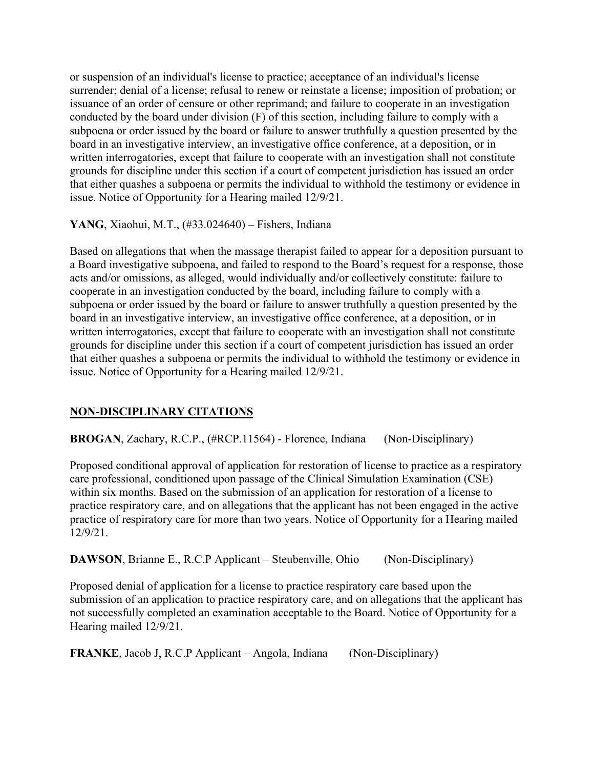or suspension of an individual's license to practice; acceptance of an individual's license surrender; denial of a license; refusal to renew or reinstate a license; imposition of probation; or issuance of an order of censure or other reprimand; and failure to cooperate in an investigation conducted by the board under division (F) of this section, including failure to comply with a subpoena or order issued by the board or failure to answer truthfully a question presented by the board in an investigative interview, an investigative office conference, at a deposition, or in written interrogatories, except that failure to cooperate with an investigation shall not constitute grounds for discipline under this section if a court of competent jurisdiction has issued an order that either quashes a subpoena or permits the individual to withhold the testimony or evidence in issue. Notice of Opportunity for a Hearing mailed 12/9/21.

**YANG**, Xiaohui, M.T., (#33.024640) – Fishers, Indiana

Based on allegations that when the massage therapist failed to appear for a deposition pursuant to a Board investigative subpoena, and failed to respond to the Board's request for a response, those acts and/or omissions, as alleged, would individually and/or collectively constitute: failure to cooperate in an investigation conducted by the board, including failure to comply with a subpoena or order issued by the board or failure to answer truthfully a question presented by the board in an investigative interview, an investigative office conference, at a deposition, or in written interrogatories, except that failure to cooperate with an investigation shall not constitute grounds for discipline under this section if a court of competent jurisdiction has issued an order that either quashes a subpoena or permits the individual to withhold the testimony or evidence in issue. Notice of Opportunity for a Hearing mailed 12/9/21.

## NON-DISCIPLINARY CITATIONS

**BROGAN**, Zachary, R.C.P., (#RCP.11564) - Florence, Indiana (Non-Disciplinary)

Proposed conditional approval of application for restoration of license to practice as a respiratory care professional, conditioned upon passage of the Clinical Simulation Examination (CSE) within six months. Based on the submission of an application for restoration of a license to practice respiratory care, and on allegations that the applicant has not been engaged in the active practice of respiratory care for more than two years. Notice of Opportunity for a Hearing mailed 12/9/21.

**DAWSON**, Brianne E., R.C.P Applicant – Steubenville, Ohio (Non-Disciplinary)

Proposed denial of application for a license to practice respiratory care based upon the submission of an application to practice respiratory care, and on allegations that the applicant has not successfully completed an examination acceptable to the Board. Notice of Opportunity for a Hearing mailed 12/9/21.

**FRANKE**, Jacob J, R.C.P Applicant – Angola, Indiana (Non-Disciplinary)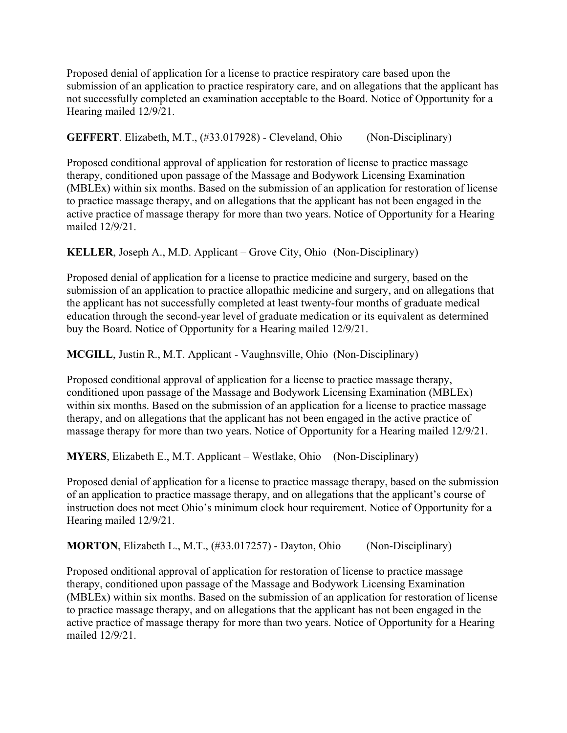Proposed denial of application for a license to practice respiratory care based upon the submission of an application to practice respiratory care, and on allegations that the applicant has not successfully completed an examination acceptable to the Board. Notice of Opportunity for a Hearing mailed 12/9/21.

**GEFFERT**. Elizabeth, M.T., (#33.017928) - Cleveland, Ohio (Non-Disciplinary)

Proposed conditional approval of application for restoration of license to practice massage therapy, conditioned upon passage of the Massage and Bodywork Licensing Examination (MBLEx) within six months. Based on the submission of an application for restoration of license to practice massage therapy, and on allegations that the applicant has not been engaged in the active practice of massage therapy for more than two years. Notice of Opportunity for a Hearing mailed 12/9/21.

**KELLER**, Joseph A., M.D. Applicant – Grove City, Ohio (Non-Disciplinary)

Proposed denial of application for a license to practice medicine and surgery, based on the submission of an application to practice allopathic medicine and surgery, and on allegations that the applicant has not successfully completed at least twenty-four months of graduate medical education through the second-year level of graduate medication or its equivalent as determined buy the Board. Notice of Opportunity for a Hearing mailed 12/9/21.

**MCGILL**, Justin R., M.T. Applicant - Vaughnsville, Ohio (Non-Disciplinary)

Proposed conditional approval of application for a license to practice massage therapy, conditioned upon passage of the Massage and Bodywork Licensing Examination (MBLEx) within six months. Based on the submission of an application for a license to practice massage therapy, and on allegations that the applicant has not been engaged in the active practice of massage therapy for more than two years. Notice of Opportunity for a Hearing mailed 12/9/21.

**MYERS**, Elizabeth E., M.T. Applicant – Westlake, Ohio (Non-Disciplinary)

Proposed denial of application for a license to practice massage therapy, based on the submission of an application to practice massage therapy, and on allegations that the applicant's course of instruction does not meet Ohio's minimum clock hour requirement. Notice of Opportunity for a Hearing mailed 12/9/21.

**MORTON**, Elizabeth L., M.T., (#33.017257) - Dayton, Ohio (Non-Disciplinary)

Proposed onditional approval of application for restoration of license to practice massage therapy, conditioned upon passage of the Massage and Bodywork Licensing Examination (MBLEx) within six months. Based on the submission of an application for restoration of license to practice massage therapy, and on allegations that the applicant has not been engaged in the active practice of massage therapy for more than two years. Notice of Opportunity for a Hearing mailed 12/9/21.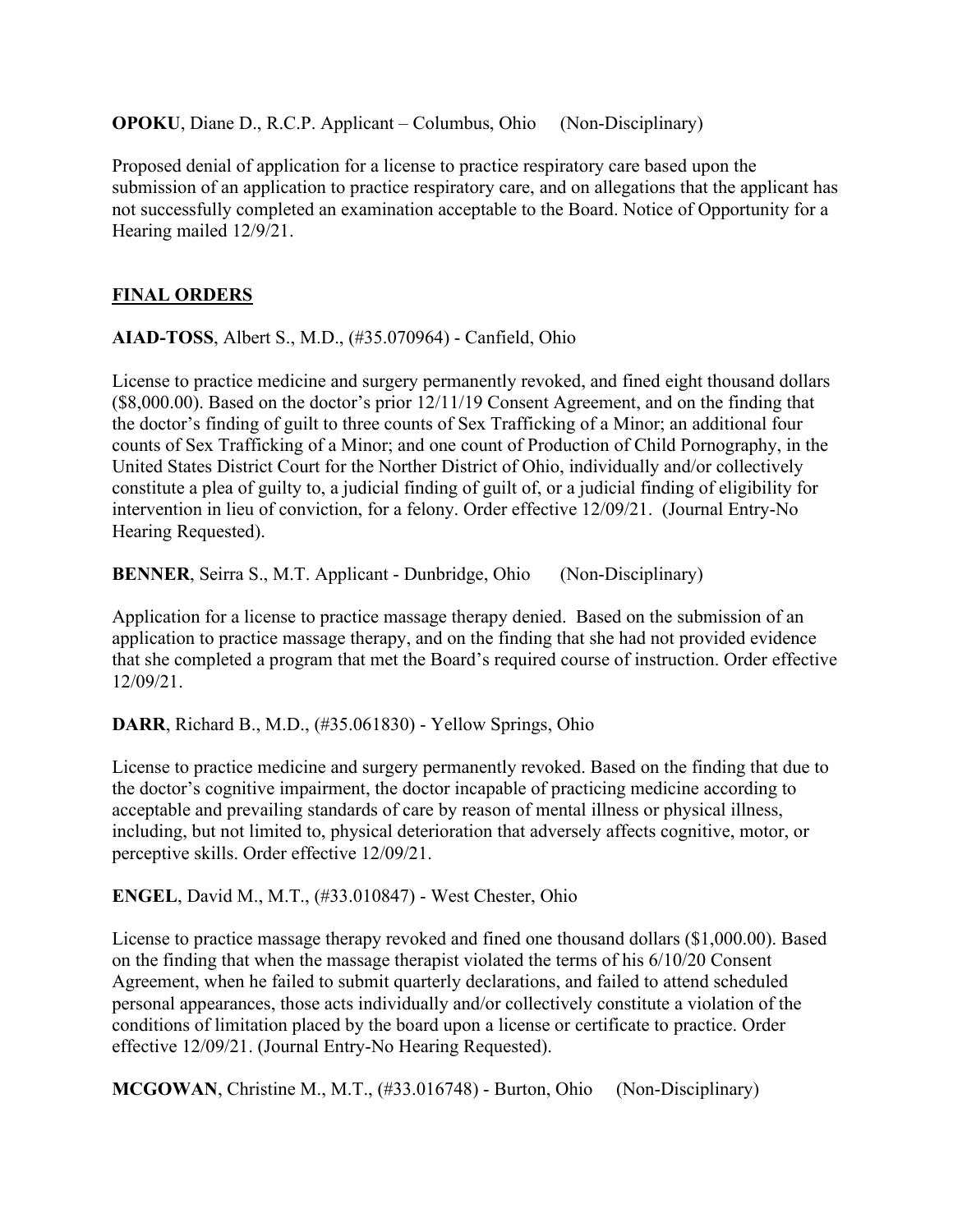**OPOKU**, Diane D., R.C.P. Applicant – Columbus, Ohio (Non-Disciplinary)

Proposed denial of application for a license to practice respiratory care based upon the submission of an application to practice respiratory care, and on allegations that the applicant has not successfully completed an examination acceptable to the Board. Notice of Opportunity for a Hearing mailed 12/9/21.

## FINAL ORDERS

**AIAD-TOSS**, Albert S., M.D., (#35.070964) - Canfield, Ohio

License to practice medicine and surgery permanently revoked, and fined eight thousand dollars ($8,000.00). Based on the doctor's prior 12/11/19 Consent Agreement, and on the finding that the doctor's finding of guilt to three counts of Sex Trafficking of a Minor; an additional four counts of Sex Trafficking of a Minor; and one count of Production of Child Pornography, in the United States District Court for the Norther District of Ohio, individually and/or collectively constitute a plea of guilty to, a judicial finding of guilt of, or a judicial finding of eligibility for intervention in lieu of conviction, for a felony. Order effective 12/09/21. (Journal Entry-No Hearing Requested).

**BENNER**, Seirra S., M.T. Applicant - Dunbridge, Ohio (Non-Disciplinary)

Application for a license to practice massage therapy denied. Based on the submission of an application to practice massage therapy, and on the finding that she had not provided evidence that she completed a program that met the Board's required course of instruction. Order effective 12/09/21.

**DARR**, Richard B., M.D., (#35.061830) - Yellow Springs, Ohio

License to practice medicine and surgery permanently revoked. Based on the finding that due to the doctor's cognitive impairment, the doctor incapable of practicing medicine according to acceptable and prevailing standards of care by reason of mental illness or physical illness, including, but not limited to, physical deterioration that adversely affects cognitive, motor, or perceptive skills. Order effective 12/09/21.

**ENGEL**, David M., M.T., (#33.010847) - West Chester, Ohio

License to practice massage therapy revoked and fined one thousand dollars ($1,000.00). Based on the finding that when the massage therapist violated the terms of his 6/10/20 Consent Agreement, when he failed to submit quarterly declarations, and failed to attend scheduled personal appearances, those acts individually and/or collectively constitute a violation of the conditions of limitation placed by the board upon a license or certificate to practice. Order effective 12/09/21. (Journal Entry-No Hearing Requested).

**MCGOWAN**, Christine M., M.T., (#33.016748) - Burton, Ohio (Non-Disciplinary)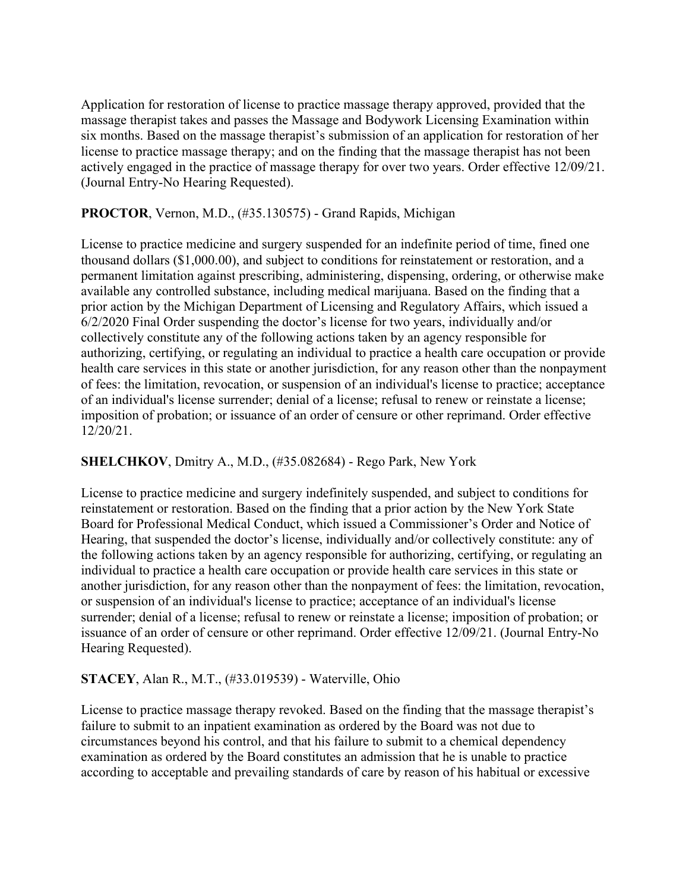Application for restoration of license to practice massage therapy approved, provided that the massage therapist takes and passes the Massage and Bodywork Licensing Examination within six months. Based on the massage therapist's submission of an application for restoration of her license to practice massage therapy; and on the finding that the massage therapist has not been actively engaged in the practice of massage therapy for over two years. Order effective 12/09/21. (Journal Entry-No Hearing Requested).

**PROCTOR**, Vernon, M.D., (#35.130575) - Grand Rapids, Michigan

License to practice medicine and surgery suspended for an indefinite period of time, fined one thousand dollars ($1,000.00), and subject to conditions for reinstatement or restoration, and a permanent limitation against prescribing, administering, dispensing, ordering, or otherwise make available any controlled substance, including medical marijuana. Based on the finding that a prior action by the Michigan Department of Licensing and Regulatory Affairs, which issued a 6/2/2020 Final Order suspending the doctor's license for two years, individually and/or collectively constitute any of the following actions taken by an agency responsible for authorizing, certifying, or regulating an individual to practice a health care occupation or provide health care services in this state or another jurisdiction, for any reason other than the nonpayment of fees: the limitation, revocation, or suspension of an individual's license to practice; acceptance of an individual's license surrender; denial of a license; refusal to renew or reinstate a license; imposition of probation; or issuance of an order of censure or other reprimand. Order effective 12/20/21.

**SHELCHKOV**, Dmitry A., M.D., (#35.082684) - Rego Park, New York

License to practice medicine and surgery indefinitely suspended, and subject to conditions for reinstatement or restoration. Based on the finding that a prior action by the New York State Board for Professional Medical Conduct, which issued a Commissioner's Order and Notice of Hearing, that suspended the doctor's license, individually and/or collectively constitute: any of the following actions taken by an agency responsible for authorizing, certifying, or regulating an individual to practice a health care occupation or provide health care services in this state or another jurisdiction, for any reason other than the nonpayment of fees: the limitation, revocation, or suspension of an individual's license to practice; acceptance of an individual's license surrender; denial of a license; refusal to renew or reinstate a license; imposition of probation; or issuance of an order of censure or other reprimand. Order effective 12/09/21. (Journal Entry-No Hearing Requested).

**STACEY**, Alan R., M.T., (#33.019539) - Waterville, Ohio

License to practice massage therapy revoked. Based on the finding that the massage therapist's failure to submit to an inpatient examination as ordered by the Board was not due to circumstances beyond his control, and that his failure to submit to a chemical dependency examination as ordered by the Board constitutes an admission that he is unable to practice according to acceptable and prevailing standards of care by reason of his habitual or excessive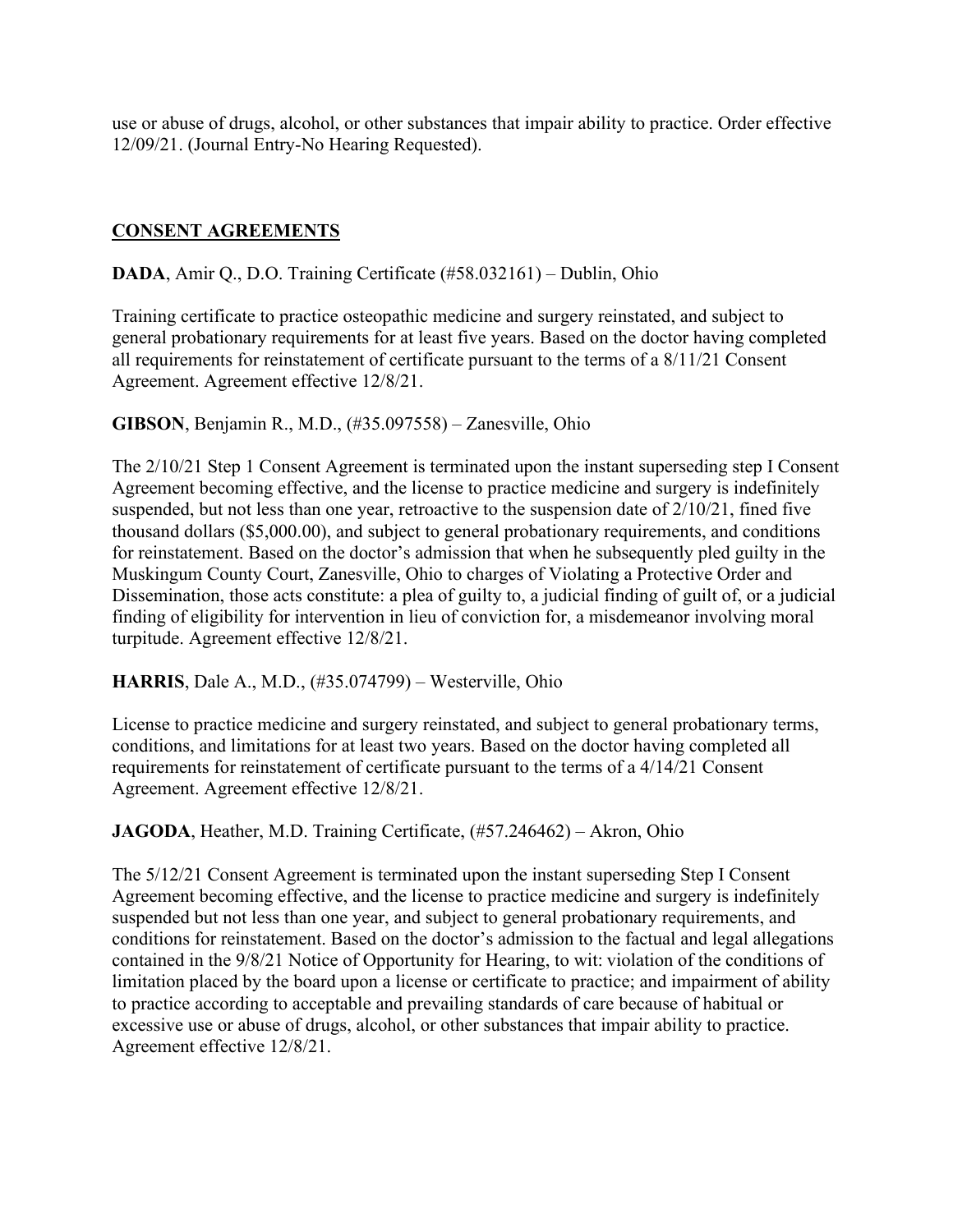use or abuse of drugs, alcohol, or other substances that impair ability to practice. Order effective 12/09/21. (Journal Entry-No Hearing Requested).

## CONSENT AGREEMENTS

**DADA**, Amir Q., D.O. Training Certificate (#58.032161) – Dublin, Ohio

Training certificate to practice osteopathic medicine and surgery reinstated, and subject to general probationary requirements for at least five years. Based on the doctor having completed all requirements for reinstatement of certificate pursuant to the terms of a 8/11/21 Consent Agreement. Agreement effective 12/8/21.

**GIBSON**, Benjamin R., M.D., (#35.097558) – Zanesville, Ohio

The 2/10/21 Step 1 Consent Agreement is terminated upon the instant superseding step I Consent Agreement becoming effective, and the license to practice medicine and surgery is indefinitely suspended, but not less than one year, retroactive to the suspension date of 2/10/21, fined five thousand dollars ($5,000.00), and subject to general probationary requirements, and conditions for reinstatement. Based on the doctor's admission that when he subsequently pled guilty in the Muskingum County Court, Zanesville, Ohio to charges of Violating a Protective Order and Dissemination, those acts constitute: a plea of guilty to, a judicial finding of guilt of, or a judicial finding of eligibility for intervention in lieu of conviction for, a misdemeanor involving moral turpitude. Agreement effective 12/8/21.

**HARRIS**, Dale A., M.D., (#35.074799) – Westerville, Ohio

License to practice medicine and surgery reinstated, and subject to general probationary terms, conditions, and limitations for at least two years. Based on the doctor having completed all requirements for reinstatement of certificate pursuant to the terms of a 4/14/21 Consent Agreement. Agreement effective 12/8/21.

**JAGODA**, Heather, M.D. Training Certificate, (#57.246462) – Akron, Ohio

The 5/12/21 Consent Agreement is terminated upon the instant superseding Step I Consent Agreement becoming effective, and the license to practice medicine and surgery is indefinitely suspended but not less than one year, and subject to general probationary requirements, and conditions for reinstatement. Based on the doctor's admission to the factual and legal allegations contained in the 9/8/21 Notice of Opportunity for Hearing, to wit: violation of the conditions of limitation placed by the board upon a license or certificate to practice; and impairment of ability to practice according to acceptable and prevailing standards of care because of habitual or excessive use or abuse of drugs, alcohol, or other substances that impair ability to practice. Agreement effective 12/8/21.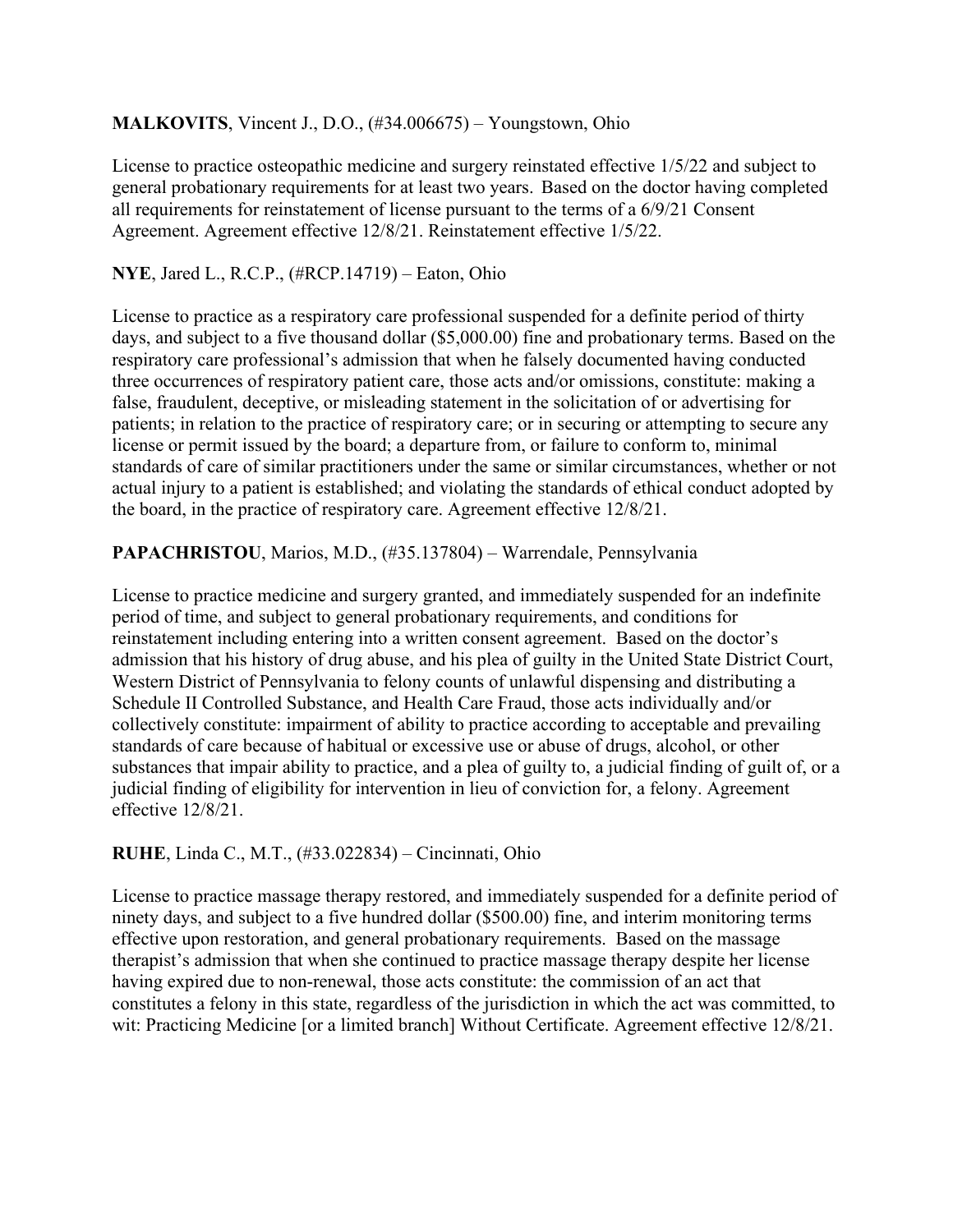**MALKOVITS**, Vincent J., D.O., (#34.006675) – Youngstown, Ohio

License to practice osteopathic medicine and surgery reinstated effective 1/5/22 and subject to general probationary requirements for at least two years. Based on the doctor having completed all requirements for reinstatement of license pursuant to the terms of a 6/9/21 Consent Agreement. Agreement effective 12/8/21. Reinstatement effective 1/5/22.

**NYE**, Jared L., R.C.P., (#RCP.14719) – Eaton, Ohio

License to practice as a respiratory care professional suspended for a definite period of thirty days, and subject to a five thousand dollar ($5,000.00) fine and probationary terms. Based on the respiratory care professional's admission that when he falsely documented having conducted three occurrences of respiratory patient care, those acts and/or omissions, constitute: making a false, fraudulent, deceptive, or misleading statement in the solicitation of or advertising for patients; in relation to the practice of respiratory care; or in securing or attempting to secure any license or permit issued by the board; a departure from, or failure to conform to, minimal standards of care of similar practitioners under the same or similar circumstances, whether or not actual injury to a patient is established; and violating the standards of ethical conduct adopted by the board, in the practice of respiratory care. Agreement effective 12/8/21.

**PAPACHRISTOU**, Marios, M.D., (#35.137804) – Warrendale, Pennsylvania

License to practice medicine and surgery granted, and immediately suspended for an indefinite period of time, and subject to general probationary requirements, and conditions for reinstatement including entering into a written consent agreement. Based on the doctor's admission that his history of drug abuse, and his plea of guilty in the United State District Court, Western District of Pennsylvania to felony counts of unlawful dispensing and distributing a Schedule II Controlled Substance, and Health Care Fraud, those acts individually and/or collectively constitute: impairment of ability to practice according to acceptable and prevailing standards of care because of habitual or excessive use or abuse of drugs, alcohol, or other substances that impair ability to practice, and a plea of guilty to, a judicial finding of guilt of, or a judicial finding of eligibility for intervention in lieu of conviction for, a felony. Agreement effective 12/8/21.

**RUHE**, Linda C., M.T., (#33.022834) – Cincinnati, Ohio

License to practice massage therapy restored, and immediately suspended for a definite period of ninety days, and subject to a five hundred dollar ($500.00) fine, and interim monitoring terms effective upon restoration, and general probationary requirements. Based on the massage therapist's admission that when she continued to practice massage therapy despite her license having expired due to non-renewal, those acts constitute: the commission of an act that constitutes a felony in this state, regardless of the jurisdiction in which the act was committed, to wit: Practicing Medicine [or a limited branch] Without Certificate. Agreement effective 12/8/21.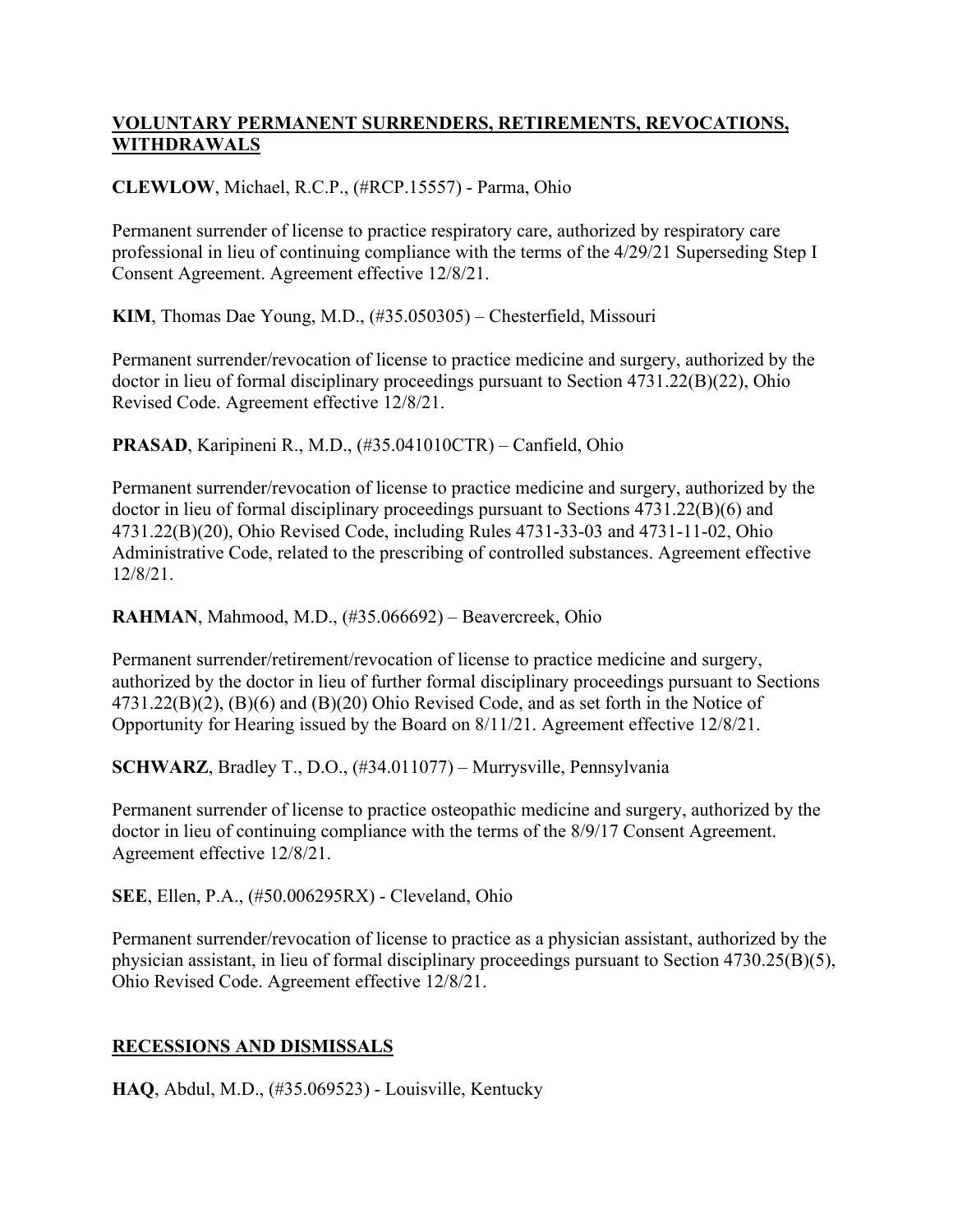## VOLUNTARY PERMANENT SURRENDERS, RETIREMENTS, REVOCATIONS, WITHDRAWALS

**CLEWLOW**, Michael, R.C.P., (#RCP.15557) - Parma, Ohio

Permanent surrender of license to practice respiratory care, authorized by respiratory care professional in lieu of continuing compliance with the terms of the 4/29/21 Superseding Step I Consent Agreement. Agreement effective 12/8/21.

**KIM**, Thomas Dae Young, M.D., (#35.050305) – Chesterfield, Missouri

Permanent surrender/revocation of license to practice medicine and surgery, authorized by the doctor in lieu of formal disciplinary proceedings pursuant to Section 4731.22(B)(22), Ohio Revised Code. Agreement effective 12/8/21.

**PRASAD**, Karipineni R., M.D., (#35.041010CTR) – Canfield, Ohio

Permanent surrender/revocation of license to practice medicine and surgery, authorized by the doctor in lieu of formal disciplinary proceedings pursuant to Sections 4731.22(B)(6) and 4731.22(B)(20), Ohio Revised Code, including Rules 4731-33-03 and 4731-11-02, Ohio Administrative Code, related to the prescribing of controlled substances. Agreement effective 12/8/21.

**RAHMAN**, Mahmood, M.D., (#35.066692) – Beavercreek, Ohio

Permanent surrender/retirement/revocation of license to practice medicine and surgery, authorized by the doctor in lieu of further formal disciplinary proceedings pursuant to Sections 4731.22(B)(2), (B)(6) and (B)(20) Ohio Revised Code, and as set forth in the Notice of Opportunity for Hearing issued by the Board on 8/11/21. Agreement effective 12/8/21.

**SCHWARZ**, Bradley T., D.O., (#34.011077) – Murrysville, Pennsylvania

Permanent surrender of license to practice osteopathic medicine and surgery, authorized by the doctor in lieu of continuing compliance with the terms of the 8/9/17 Consent Agreement. Agreement effective 12/8/21.

**SEE**, Ellen, P.A., (#50.006295RX) - Cleveland, Ohio

Permanent surrender/revocation of license to practice as a physician assistant, authorized by the physician assistant, in lieu of formal disciplinary proceedings pursuant to Section 4730.25(B)(5), Ohio Revised Code. Agreement effective 12/8/21.

## RECESSIONS AND DISMISSALS

**HAQ**, Abdul, M.D., (#35.069523) - Louisville, Kentucky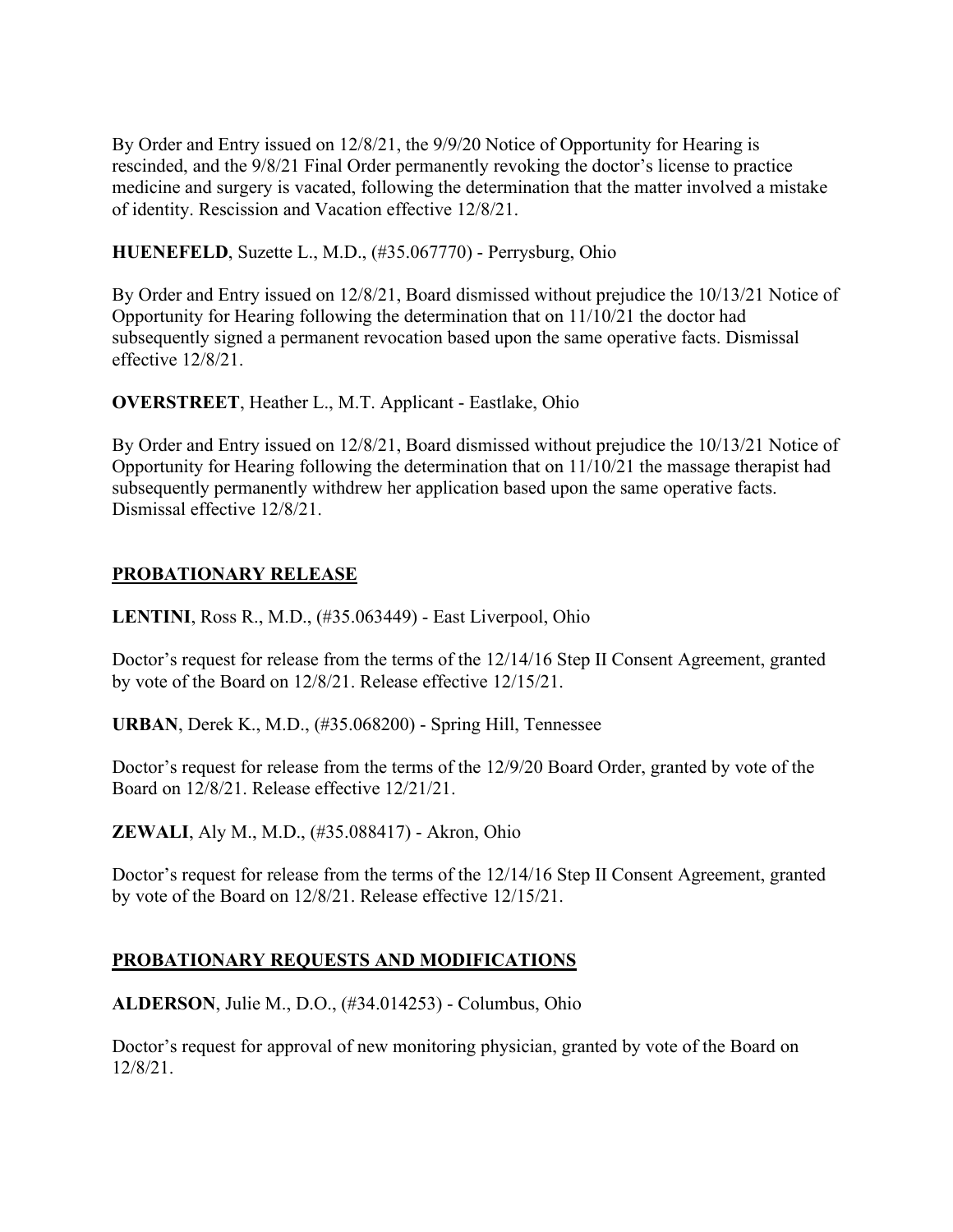By Order and Entry issued on 12/8/21, the 9/9/20 Notice of Opportunity for Hearing is rescinded, and the 9/8/21 Final Order permanently revoking the doctor's license to practice medicine and surgery is vacated, following the determination that the matter involved a mistake of identity. Rescission and Vacation effective 12/8/21.

**HUENEFELD**, Suzette L., M.D., (#35.067770) - Perrysburg, Ohio

By Order and Entry issued on 12/8/21, Board dismissed without prejudice the 10/13/21 Notice of Opportunity for Hearing following the determination that on 11/10/21 the doctor had subsequently signed a permanent revocation based upon the same operative facts. Dismissal effective 12/8/21.

**OVERSTREET**, Heather L., M.T. Applicant - Eastlake, Ohio

By Order and Entry issued on 12/8/21, Board dismissed without prejudice the 10/13/21 Notice of Opportunity for Hearing following the determination that on 11/10/21 the massage therapist had subsequently permanently withdrew her application based upon the same operative facts. Dismissal effective 12/8/21.

## PROBATIONARY RELEASE

**LENTINI**, Ross R., M.D., (#35.063449) - East Liverpool, Ohio

Doctor's request for release from the terms of the 12/14/16 Step II Consent Agreement, granted by vote of the Board on 12/8/21. Release effective 12/15/21.

**URBAN**, Derek K., M.D., (#35.068200) - Spring Hill, Tennessee

Doctor's request for release from the terms of the 12/9/20 Board Order, granted by vote of the Board on 12/8/21. Release effective 12/21/21.

**ZEWALI**, Aly M., M.D., (#35.088417) - Akron, Ohio

Doctor's request for release from the terms of the 12/14/16 Step II Consent Agreement, granted by vote of the Board on 12/8/21. Release effective 12/15/21.

## PROBATIONARY REQUESTS AND MODIFICATIONS

**ALDERSON**, Julie M., D.O., (#34.014253) - Columbus, Ohio

Doctor's request for approval of new monitoring physician, granted by vote of the Board on 12/8/21.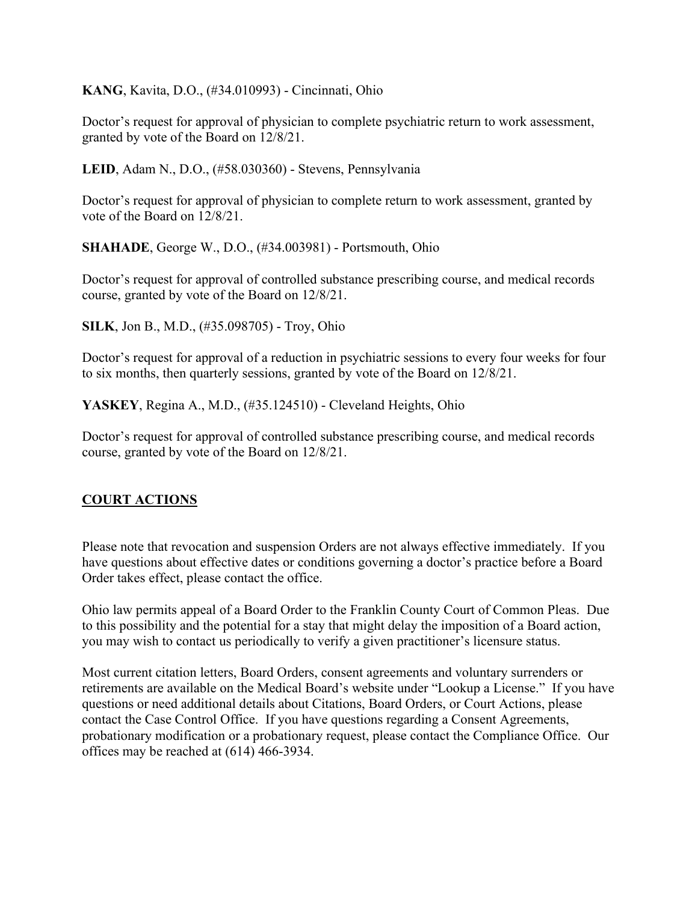**KANG**, Kavita, D.O., (#34.010993) - Cincinnati, Ohio

Doctor's request for approval of physician to complete psychiatric return to work assessment, granted by vote of the Board on 12/8/21.

**LEID**, Adam N., D.O., (#58.030360) - Stevens, Pennsylvania

Doctor's request for approval of physician to complete return to work assessment, granted by vote of the Board on 12/8/21.

**SHAHADE**, George W., D.O., (#34.003981) - Portsmouth, Ohio

Doctor's request for approval of controlled substance prescribing course, and medical records course, granted by vote of the Board on 12/8/21.

**SILK**, Jon B., M.D., (#35.098705) - Troy, Ohio

Doctor's request for approval of a reduction in psychiatric sessions to every four weeks for four to six months, then quarterly sessions, granted by vote of the Board on 12/8/21.

**YASKEY**, Regina A., M.D., (#35.124510) - Cleveland Heights, Ohio

Doctor's request for approval of controlled substance prescribing course, and medical records course, granted by vote of the Board on 12/8/21.

## COURT ACTIONS

Please note that revocation and suspension Orders are not always effective immediately. If you have questions about effective dates or conditions governing a doctor's practice before a Board Order takes effect, please contact the office.

Ohio law permits appeal of a Board Order to the Franklin County Court of Common Pleas. Due to this possibility and the potential for a stay that might delay the imposition of a Board action, you may wish to contact us periodically to verify a given practitioner's licensure status.

Most current citation letters, Board Orders, consent agreements and voluntary surrenders or retirements are available on the Medical Board's website under "Lookup a License." If you have questions or need additional details about Citations, Board Orders, or Court Actions, please contact the Case Control Office. If you have questions regarding a Consent Agreements, probationary modification or a probationary request, please contact the Compliance Office. Our offices may be reached at (614) 466-3934.